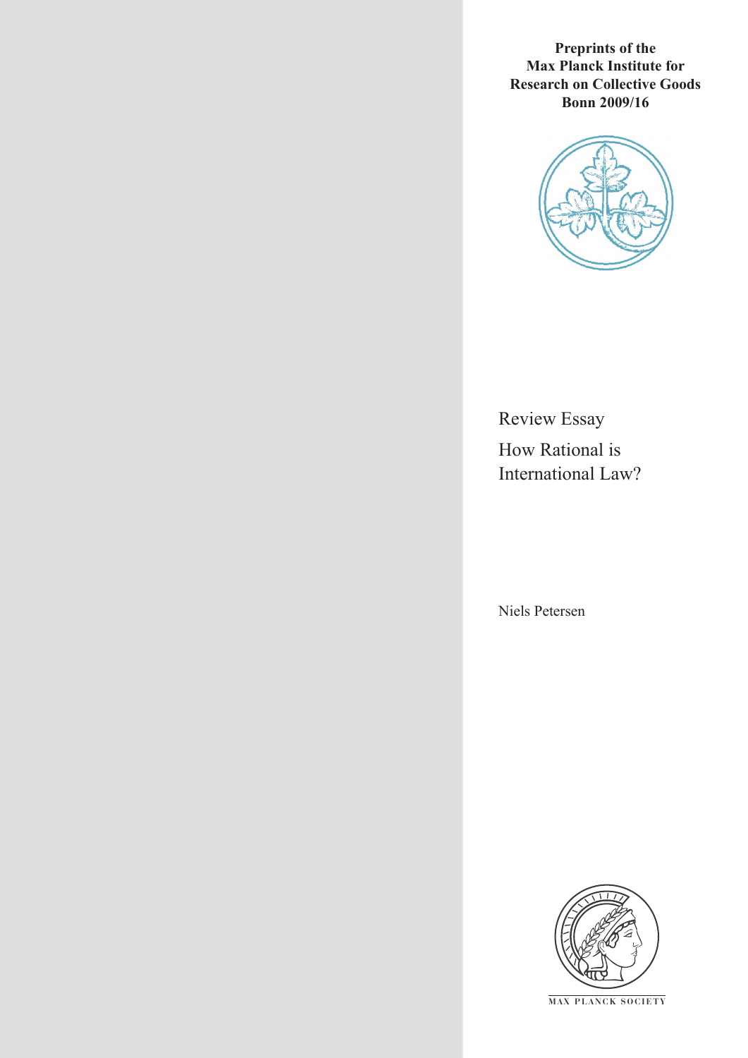**Preprints of the Max Planck Institute for Research on Collective Goods Bonn 2009/16**

# Review Essay

# How Rational is International Law?

Niels Petersen

MAX PLANCK SOCIETY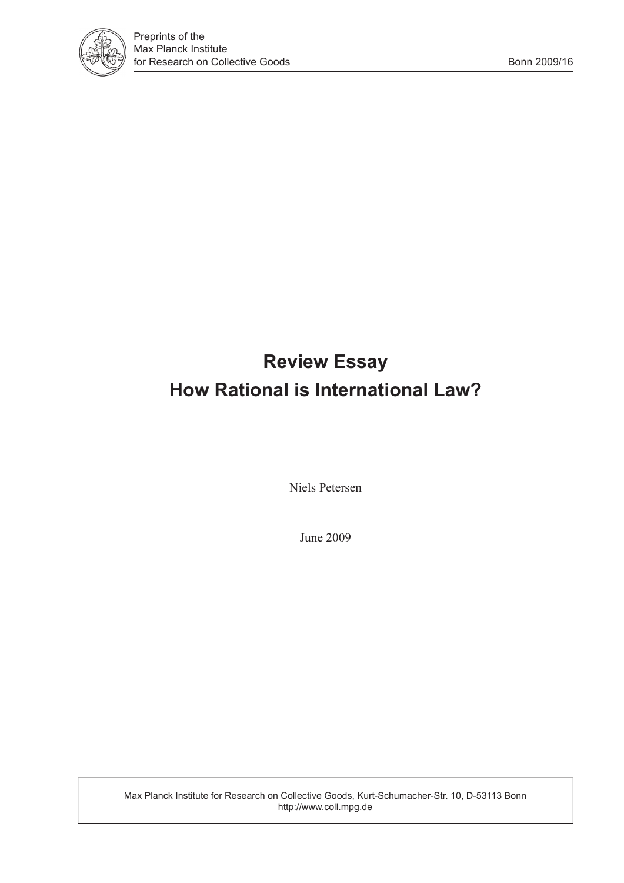Preprints of the
Max Planck Institute
for Research on Collective Goods

Bonn 2009/16

# Review Essay
# How Rational is International Law?

Niels Petersen

June 2009

Max Planck Institute for Research on Collective Goods, Kurt-Schumacher-Str. 10, D-53113 Bonn
http://www.coll.mpg.de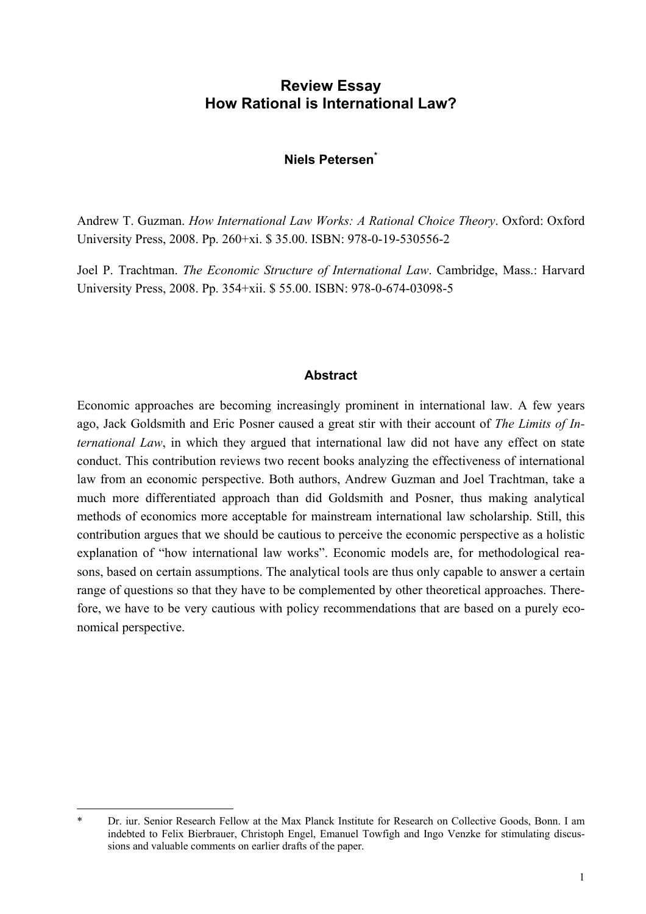# Review Essay
# How Rational is International Law?

**Niels Petersen***

Andrew T. Guzman. *How International Law Works: A Rational Choice Theory*. Oxford: Oxford University Press, 2008. Pp. 260+xi. $ 35.00. ISBN: 978-0-19-530556-2

Joel P. Trachtman. *The Economic Structure of International Law*. Cambridge, Mass.: Harvard University Press, 2008. Pp. 354+xii. $ 55.00. ISBN: 978-0-674-03098-5

## Abstract

Economic approaches are becoming increasingly prominent in international law. A few years ago, Jack Goldsmith and Eric Posner caused a great stir with their account of *The Limits of International Law*, in which they argued that international law did not have any effect on state conduct. This contribution reviews two recent books analyzing the effectiveness of international law from an economic perspective. Both authors, Andrew Guzman and Joel Trachtman, take a much more differentiated approach than did Goldsmith and Posner, thus making analytical methods of economics more acceptable for mainstream international law scholarship. Still, this contribution argues that we should be cautious to perceive the economic perspective as a holistic explanation of "how international law works". Economic models are, for methodological reasons, based on certain assumptions. The analytical tools are thus only capable to answer a certain range of questions so that they have to be complemented by other theoretical approaches. Therefore, we have to be very cautious with policy recommendations that are based on a purely economical perspective.

---

\* Dr. iur. Senior Research Fellow at the Max Planck Institute for Research on Collective Goods, Bonn. I am indebted to Felix Bierbrauer, Christoph Engel, Emanuel Towfigh and Ingo Venzke for stimulating discussions and valuable comments on earlier drafts of the paper.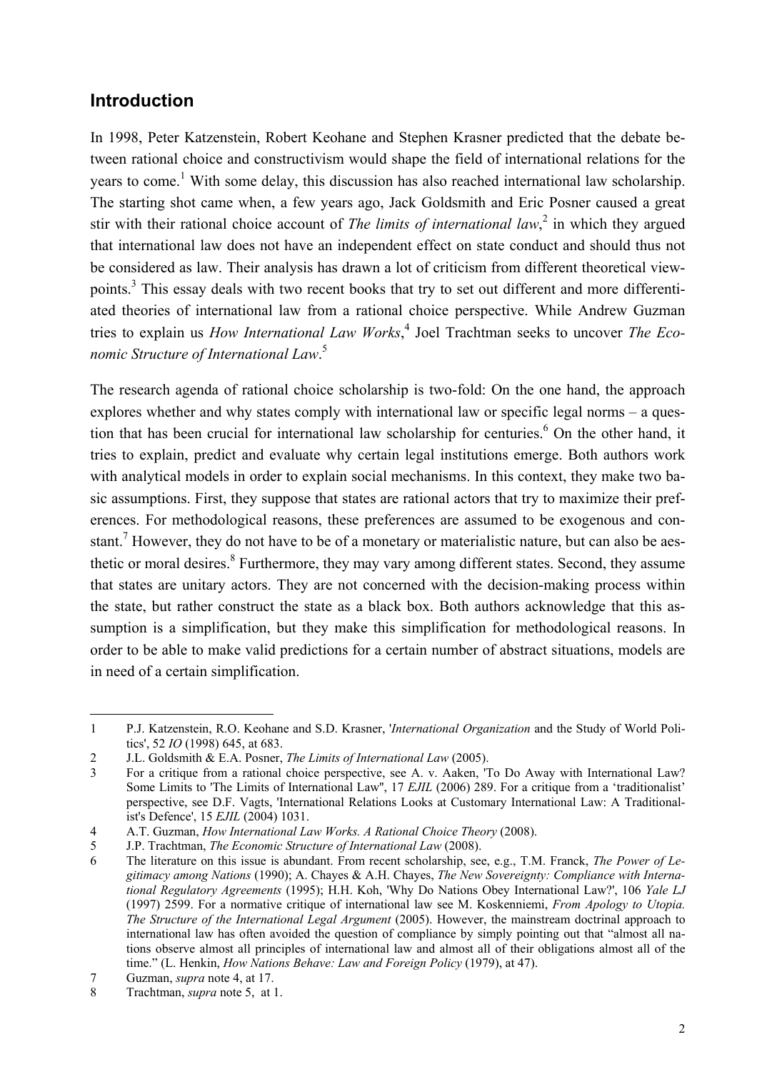## Introduction

In 1998, Peter Katzenstein, Robert Keohane and Stephen Krasner predicted that the debate between rational choice and constructivism would shape the field of international relations for the years to come.[1] With some delay, this discussion has also reached international law scholarship. The starting shot came when, a few years ago, Jack Goldsmith and Eric Posner caused a great stir with their rational choice account of *The limits of international law*,[2] in which they argued that international law does not have an independent effect on state conduct and should thus not be considered as law. Their analysis has drawn a lot of criticism from different theoretical viewpoints.[3] This essay deals with two recent books that try to set out different and more differentiated theories of international law from a rational choice perspective. While Andrew Guzman tries to explain us *How International Law Works*,[4] Joel Trachtman seeks to uncover *The Economic Structure of International Law*.[5]

The research agenda of rational choice scholarship is two-fold: On the one hand, the approach explores whether and why states comply with international law or specific legal norms – a question that has been crucial for international law scholarship for centuries.[6] On the other hand, it tries to explain, predict and evaluate why certain legal institutions emerge. Both authors work with analytical models in order to explain social mechanisms. In this context, they make two basic assumptions. First, they suppose that states are rational actors that try to maximize their preferences. For methodological reasons, these preferences are assumed to be exogenous and constant.[7] However, they do not have to be of a monetary or materialistic nature, but can also be aesthetic or moral desires.[8] Furthermore, they may vary among different states. Second, they assume that states are unitary actors. They are not concerned with the decision-making process within the state, but rather construct the state as a black box. Both authors acknowledge that this assumption is a simplification, but they make this simplification for methodological reasons. In order to be able to make valid predictions for a certain number of abstract situations, models are in need of a certain simplification.

---

1 P.J. Katzenstein, R.O. Keohane and S.D. Krasner, '*International Organization* and the Study of World Politics', 52 *IO* (1998) 645, at 683.

2 J.L. Goldsmith & E.A. Posner, *The Limits of International Law* (2005).

3 For a critique from a rational choice perspective, see A. v. Aaken, 'To Do Away with International Law? Some Limits to 'The Limits of International Law'', 17 *EJIL* (2006) 289. For a critique from a 'traditionalist' perspective, see D.F. Vagts, 'International Relations Looks at Customary International Law: A Traditionalist's Defence', 15 *EJIL* (2004) 1031.

4 A.T. Guzman, *How International Law Works. A Rational Choice Theory* (2008).

5 J.P. Trachtman, *The Economic Structure of International Law* (2008).

6 The literature on this issue is abundant. From recent scholarship, see, e.g., T.M. Franck, *The Power of Legitimacy among Nations* (1990); A. Chayes & A.H. Chayes, *The New Sovereignty: Compliance with International Regulatory Agreements* (1995); H.H. Koh, 'Why Do Nations Obey International Law?', 106 *Yale LJ* (1997) 2599. For a normative critique of international law see M. Koskenniemi, *From Apology to Utopia. The Structure of the International Legal Argument* (2005). However, the mainstream doctrinal approach to international law has often avoided the question of compliance by simply pointing out that "almost all nations observe almost all principles of international law and almost all of their obligations almost all of the time." (L. Henkin, *How Nations Behave: Law and Foreign Policy* (1979), at 47).

7 Guzman, *supra* note 4, at 17.

8 Trachtman, *supra* note 5, at 1.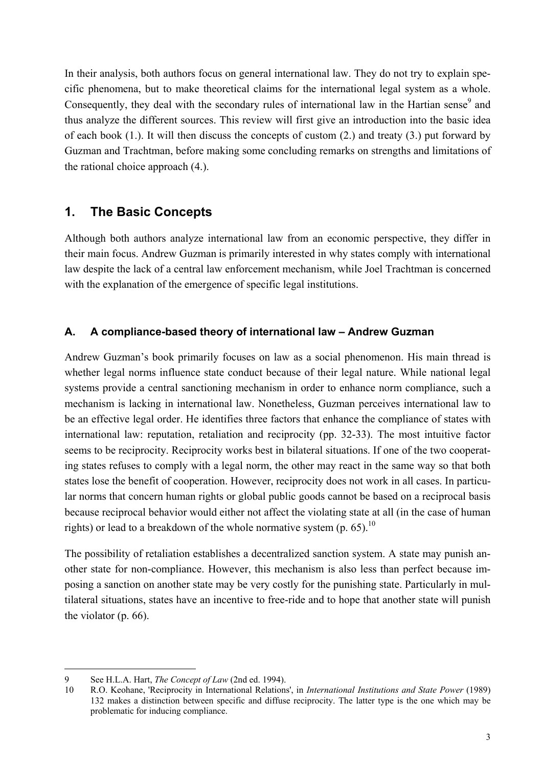In their analysis, both authors focus on general international law. They do not try to explain specific phenomena, but to make theoretical claims for the international legal system as a whole. Consequently, they deal with the secondary rules of international law in the Hartian sense[9] and thus analyze the different sources. This review will first give an introduction into the basic idea of each book (1.). It will then discuss the concepts of custom (2.) and treaty (3.) put forward by Guzman and Trachtman, before making some concluding remarks on strengths and limitations of the rational choice approach (4.).

## 1. The Basic Concepts

Although both authors analyze international law from an economic perspective, they differ in their main focus. Andrew Guzman is primarily interested in why states comply with international law despite the lack of a central law enforcement mechanism, while Joel Trachtman is concerned with the explanation of the emergence of specific legal institutions.

### A. A compliance-based theory of international law – Andrew Guzman

Andrew Guzman's book primarily focuses on law as a social phenomenon. His main thread is whether legal norms influence state conduct because of their legal nature. While national legal systems provide a central sanctioning mechanism in order to enhance norm compliance, such a mechanism is lacking in international law. Nonetheless, Guzman perceives international law to be an effective legal order. He identifies three factors that enhance the compliance of states with international law: reputation, retaliation and reciprocity (pp. 32-33). The most intuitive factor seems to be reciprocity. Reciprocity works best in bilateral situations. If one of the two cooperating states refuses to comply with a legal norm, the other may react in the same way so that both states lose the benefit of cooperation. However, reciprocity does not work in all cases. In particular norms that concern human rights or global public goods cannot be based on a reciprocal basis because reciprocal behavior would either not affect the violating state at all (in the case of human rights) or lead to a breakdown of the whole normative system (p. 65).[10]

The possibility of retaliation establishes a decentralized sanction system. A state may punish another state for non-compliance. However, this mechanism is also less than perfect because imposing a sanction on another state may be very costly for the punishing state. Particularly in multilateral situations, states have an incentive to free-ride and to hope that another state will punish the violator (p. 66).

---

9 See H.L.A. Hart, *The Concept of Law* (2nd ed. 1994).

10 R.O. Keohane, 'Reciprocity in International Relations', in *International Institutions and State Power* (1989) 132 makes a distinction between specific and diffuse reciprocity. The latter type is the one which may be problematic for inducing compliance.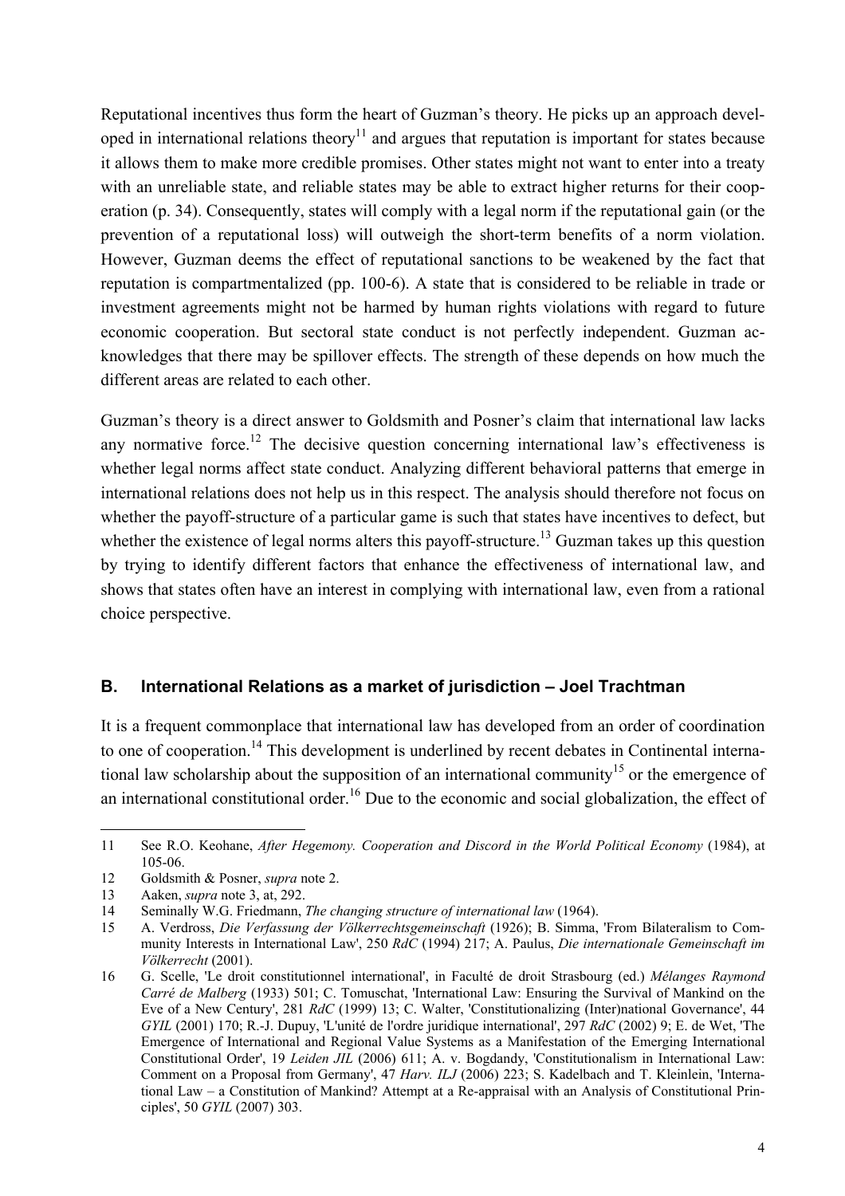Reputational incentives thus form the heart of Guzman's theory. He picks up an approach developed in international relations theory[11] and argues that reputation is important for states because it allows them to make more credible promises. Other states might not want to enter into a treaty with an unreliable state, and reliable states may be able to extract higher returns for their cooperation (p. 34). Consequently, states will comply with a legal norm if the reputational gain (or the prevention of a reputational loss) will outweigh the short-term benefits of a norm violation. However, Guzman deems the effect of reputational sanctions to be weakened by the fact that reputation is compartmentalized (pp. 100-6). A state that is considered to be reliable in trade or investment agreements might not be harmed by human rights violations with regard to future economic cooperation. But sectoral state conduct is not perfectly independent. Guzman acknowledges that there may be spillover effects. The strength of these depends on how much the different areas are related to each other.

Guzman's theory is a direct answer to Goldsmith and Posner's claim that international law lacks any normative force.[12] The decisive question concerning international law's effectiveness is whether legal norms affect state conduct. Analyzing different behavioral patterns that emerge in international relations does not help us in this respect. The analysis should therefore not focus on whether the payoff-structure of a particular game is such that states have incentives to defect, but whether the existence of legal norms alters this payoff-structure.[13] Guzman takes up this question by trying to identify different factors that enhance the effectiveness of international law, and shows that states often have an interest in complying with international law, even from a rational choice perspective.

## B. International Relations as a market of jurisdiction – Joel Trachtman

It is a frequent commonplace that international law has developed from an order of coordination to one of cooperation.[14] This development is underlined by recent debates in Continental international law scholarship about the supposition of an international community[15] or the emergence of an international constitutional order.[16] Due to the economic and social globalization, the effect of

---

11 See R.O. Keohane, *After Hegemony. Cooperation and Discord in the World Political Economy* (1984), at 105-06.

12 Goldsmith & Posner, *supra* note 2.

13 Aaken, *supra* note 3, at, 292.

14 Seminally W.G. Friedmann, *The changing structure of international law* (1964).

15 A. Verdross, *Die Verfassung der Völkerrechtsgemeinschaft* (1926); B. Simma, 'From Bilateralism to Community Interests in International Law', 250 *RdC* (1994) 217; A. Paulus, *Die internationale Gemeinschaft im Völkerrecht* (2001).

16 G. Scelle, 'Le droit constitutionnel international', in Faculté de droit Strasbourg (ed.) *Mélanges Raymond Carré de Malberg* (1933) 501; C. Tomuschat, 'International Law: Ensuring the Survival of Mankind on the Eve of a New Century', 281 *RdC* (1999) 13; C. Walter, 'Constitutionalizing (Inter)national Governance', 44 *GYIL* (2001) 170; R.-J. Dupuy, 'L'unité de l'ordre juridique international', 297 *RdC* (2002) 9; E. de Wet, 'The Emergence of International and Regional Value Systems as a Manifestation of the Emerging International Constitutional Order', 19 *Leiden JIL* (2006) 611; A. v. Bogdandy, 'Constitutionalism in International Law: Comment on a Proposal from Germany', 47 *Harv. ILJ* (2006) 223; S. Kadelbach and T. Kleinlein, 'International Law – a Constitution of Mankind? Attempt at a Re-appraisal with an Analysis of Constitutional Principles', 50 *GYIL* (2007) 303.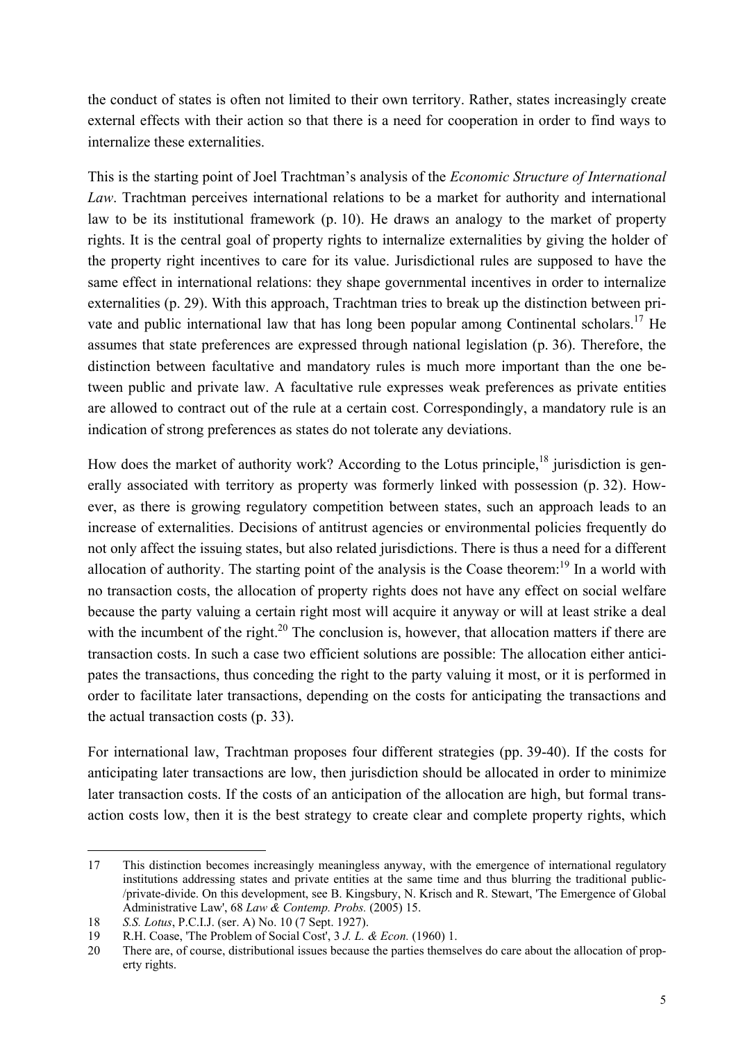the conduct of states is often not limited to their own territory. Rather, states increasingly create external effects with their action so that there is a need for cooperation in order to find ways to internalize these externalities.

This is the starting point of Joel Trachtman's analysis of the *Economic Structure of International Law*. Trachtman perceives international relations to be a market for authority and international law to be its institutional framework (p. 10). He draws an analogy to the market of property rights. It is the central goal of property rights to internalize externalities by giving the holder of the property right incentives to care for its value. Jurisdictional rules are supposed to have the same effect in international relations: they shape governmental incentives in order to internalize externalities (p. 29). With this approach, Trachtman tries to break up the distinction between private and public international law that has long been popular among Continental scholars.[17] He assumes that state preferences are expressed through national legislation (p. 36). Therefore, the distinction between facultative and mandatory rules is much more important than the one between public and private law. A facultative rule expresses weak preferences as private entities are allowed to contract out of the rule at a certain cost. Correspondingly, a mandatory rule is an indication of strong preferences as states do not tolerate any deviations.

How does the market of authority work? According to the Lotus principle,[18] jurisdiction is generally associated with territory as property was formerly linked with possession (p. 32). However, as there is growing regulatory competition between states, such an approach leads to an increase of externalities. Decisions of antitrust agencies or environmental policies frequently do not only affect the issuing states, but also related jurisdictions. There is thus a need for a different allocation of authority. The starting point of the analysis is the Coase theorem:[19] In a world with no transaction costs, the allocation of property rights does not have any effect on social welfare because the party valuing a certain right most will acquire it anyway or will at least strike a deal with the incumbent of the right.[20] The conclusion is, however, that allocation matters if there are transaction costs. In such a case two efficient solutions are possible: The allocation either anticipates the transactions, thus conceding the right to the party valuing it most, or it is performed in order to facilitate later transactions, depending on the costs for anticipating the transactions and the actual transaction costs (p. 33).

For international law, Trachtman proposes four different strategies (pp. 39-40). If the costs for anticipating later transactions are low, then jurisdiction should be allocated in order to minimize later transaction costs. If the costs of an anticipation of the allocation are high, but formal transaction costs low, then it is the best strategy to create clear and complete property rights, which

---

17 This distinction becomes increasingly meaningless anyway, with the emergence of international regulatory institutions addressing states and private entities at the same time and thus blurring the traditional public-/private-divide. On this development, see B. Kingsbury, N. Krisch and R. Stewart, 'The Emergence of Global Administrative Law', 68 *Law & Contemp. Probs.* (2005) 15.

18 *S.S. Lotus*, P.C.I.J. (ser. A) No. 10 (7 Sept. 1927).

19 R.H. Coase, 'The Problem of Social Cost', 3 *J. L. & Econ.* (1960) 1.

20 There are, of course, distributional issues because the parties themselves do care about the allocation of property rights.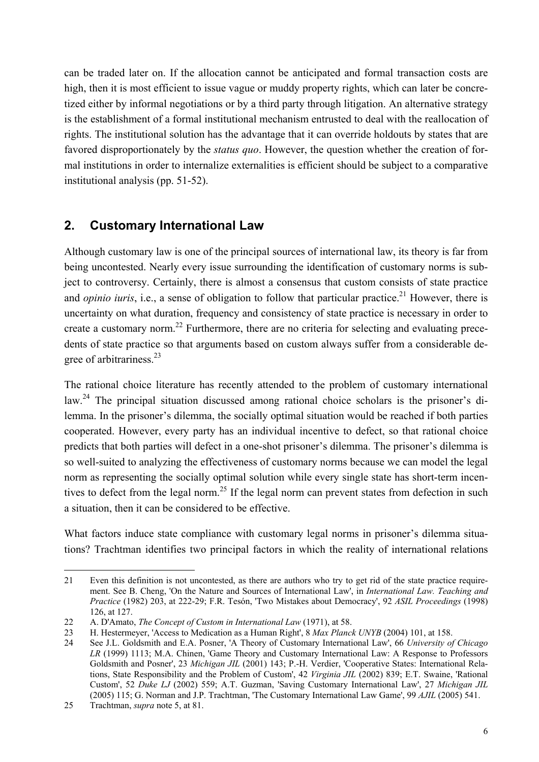can be traded later on. If the allocation cannot be anticipated and formal transaction costs are high, then it is most efficient to issue vague or muddy property rights, which can later be concretized either by informal negotiations or by a third party through litigation. An alternative strategy is the establishment of a formal institutional mechanism entrusted to deal with the reallocation of rights. The institutional solution has the advantage that it can override holdouts by states that are favored disproportionately by the *status quo*. However, the question whether the creation of formal institutions in order to internalize externalities is efficient should be subject to a comparative institutional analysis (pp. 51-52).

## 2. Customary International Law

Although customary law is one of the principal sources of international law, its theory is far from being uncontested. Nearly every issue surrounding the identification of customary norms is subject to controversy. Certainly, there is almost a consensus that custom consists of state practice and *opinio iuris*, i.e., a sense of obligation to follow that particular practice.[21] However, there is uncertainty on what duration, frequency and consistency of state practice is necessary in order to create a customary norm.[22] Furthermore, there are no criteria for selecting and evaluating precedents of state practice so that arguments based on custom always suffer from a considerable degree of arbitrariness.[23]

The rational choice literature has recently attended to the problem of customary international law.[24] The principal situation discussed among rational choice scholars is the prisoner's dilemma. In the prisoner's dilemma, the socially optimal situation would be reached if both parties cooperated. However, every party has an individual incentive to defect, so that rational choice predicts that both parties will defect in a one-shot prisoner's dilemma. The prisoner's dilemma is so well-suited to analyzing the effectiveness of customary norms because we can model the legal norm as representing the socially optimal solution while every single state has short-term incentives to defect from the legal norm.[25] If the legal norm can prevent states from defection in such a situation, then it can be considered to be effective.

What factors induce state compliance with customary legal norms in prisoner's dilemma situations? Trachtman identifies two principal factors in which the reality of international relations

---

21 Even this definition is not uncontested, as there are authors who try to get rid of the state practice requirement. See B. Cheng, 'On the Nature and Sources of International Law', in *International Law. Teaching and Practice* (1982) 203, at 222-29; F.R. Tesón, 'Two Mistakes about Democracy', 92 *ASIL Proceedings* (1998) 126, at 127.

22 A. D'Amato, *The Concept of Custom in International Law* (1971), at 58.

23 H. Hestermeyer, 'Access to Medication as a Human Right', 8 *Max Planck UNYB* (2004) 101, at 158.

24 See J.L. Goldsmith and E.A. Posner, 'A Theory of Customary International Law', 66 *University of Chicago LR* (1999) 1113; M.A. Chinen, 'Game Theory and Customary International Law: A Response to Professors Goldsmith and Posner', 23 *Michigan JIL* (2001) 143; P.-H. Verdier, 'Cooperative States: International Relations, State Responsibility and the Problem of Custom', 42 *Virginia JIL* (2002) 839; E.T. Swaine, 'Rational Custom', 52 *Duke LJ* (2002) 559; A.T. Guzman, 'Saving Customary International Law', 27 *Michigan JIL* (2005) 115; G. Norman and J.P. Trachtman, 'The Customary International Law Game', 99 *AJIL* (2005) 541.

25 Trachtman, *supra* note 5, at 81.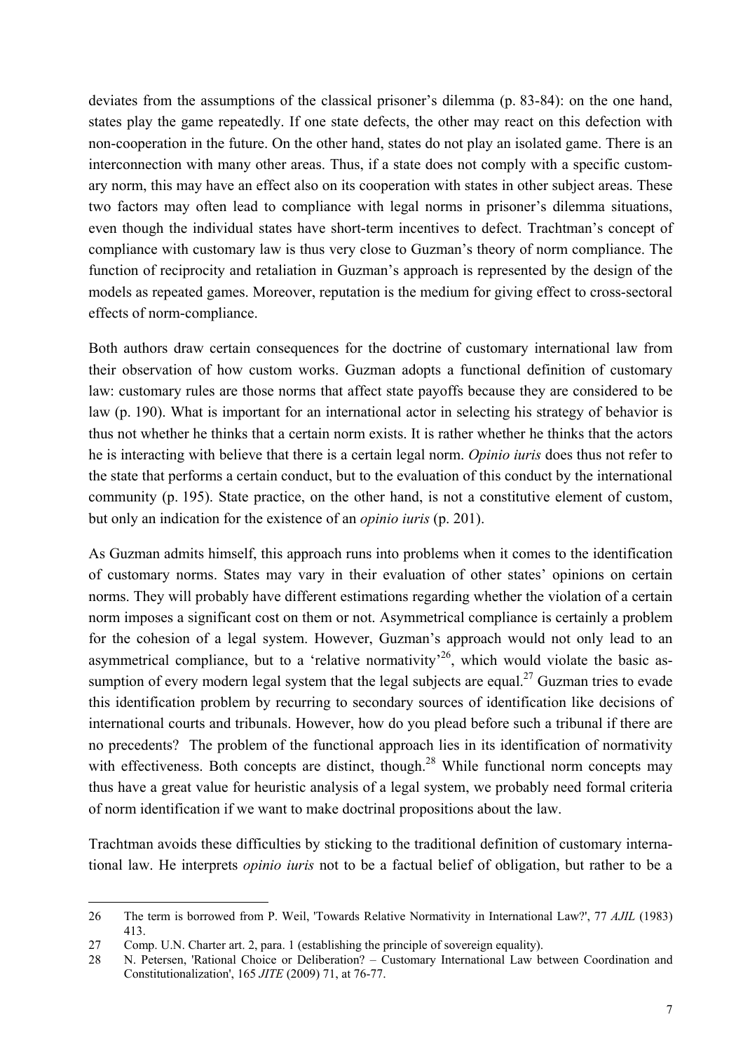deviates from the assumptions of the classical prisoner's dilemma (p. 83-84): on the one hand, states play the game repeatedly. If one state defects, the other may react on this defection with non-cooperation in the future. On the other hand, states do not play an isolated game. There is an interconnection with many other areas. Thus, if a state does not comply with a specific customary norm, this may have an effect also on its cooperation with states in other subject areas. These two factors may often lead to compliance with legal norms in prisoner's dilemma situations, even though the individual states have short-term incentives to defect. Trachtman's concept of compliance with customary law is thus very close to Guzman's theory of norm compliance. The function of reciprocity and retaliation in Guzman's approach is represented by the design of the models as repeated games. Moreover, reputation is the medium for giving effect to cross-sectoral effects of norm-compliance.

Both authors draw certain consequences for the doctrine of customary international law from their observation of how custom works. Guzman adopts a functional definition of customary law: customary rules are those norms that affect state payoffs because they are considered to be law (p. 190). What is important for an international actor in selecting his strategy of behavior is thus not whether he thinks that a certain norm exists. It is rather whether he thinks that the actors he is interacting with believe that there is a certain legal norm. *Opinio iuris* does thus not refer to the state that performs a certain conduct, but to the evaluation of this conduct by the international community (p. 195). State practice, on the other hand, is not a constitutive element of custom, but only an indication for the existence of an *opinio iuris* (p. 201).

As Guzman admits himself, this approach runs into problems when it comes to the identification of customary norms. States may vary in their evaluation of other states' opinions on certain norms. They will probably have different estimations regarding whether the violation of a certain norm imposes a significant cost on them or not. Asymmetrical compliance is certainly a problem for the cohesion of a legal system. However, Guzman's approach would not only lead to an asymmetrical compliance, but to a 'relative normativity'[26], which would violate the basic assumption of every modern legal system that the legal subjects are equal.[27] Guzman tries to evade this identification problem by recurring to secondary sources of identification like decisions of international courts and tribunals. However, how do you plead before such a tribunal if there are no precedents? The problem of the functional approach lies in its identification of normativity with effectiveness. Both concepts are distinct, though.[28] While functional norm concepts may thus have a great value for heuristic analysis of a legal system, we probably need formal criteria of norm identification if we want to make doctrinal propositions about the law.

Trachtman avoids these difficulties by sticking to the traditional definition of customary international law. He interprets *opinio iuris* not to be a factual belief of obligation, but rather to be a

---

26 The term is borrowed from P. Weil, 'Towards Relative Normativity in International Law?', 77 *AJIL* (1983) 413.

27 Comp. U.N. Charter art. 2, para. 1 (establishing the principle of sovereign equality).

28 N. Petersen, 'Rational Choice or Deliberation? – Customary International Law between Coordination and Constitutionalization', 165 *JITE* (2009) 71, at 76-77.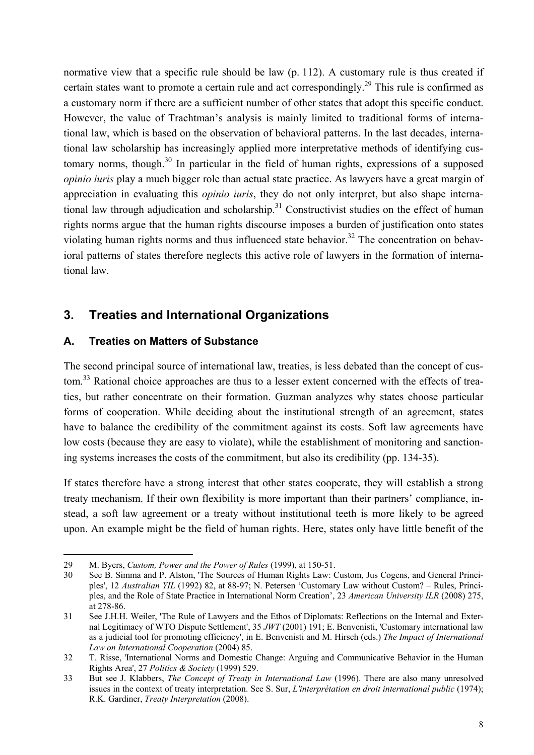normative view that a specific rule should be law (p. 112). A customary rule is thus created if certain states want to promote a certain rule and act correspondingly.[29] This rule is confirmed as a customary norm if there are a sufficient number of other states that adopt this specific conduct. However, the value of Trachtman's analysis is mainly limited to traditional forms of international law, which is based on the observation of behavioral patterns. In the last decades, international law scholarship has increasingly applied more interpretative methods of identifying customary norms, though.[30] In particular in the field of human rights, expressions of a supposed *opinio iuris* play a much bigger role than actual state practice. As lawyers have a great margin of appreciation in evaluating this *opinio iuris*, they do not only interpret, but also shape international law through adjudication and scholarship.[31] Constructivist studies on the effect of human rights norms argue that the human rights discourse imposes a burden of justification onto states violating human rights norms and thus influenced state behavior.[32] The concentration on behavioral patterns of states therefore neglects this active role of lawyers in the formation of international law.

## 3. Treaties and International Organizations

### A. Treaties on Matters of Substance

The second principal source of international law, treaties, is less debated than the concept of custom.[33] Rational choice approaches are thus to a lesser extent concerned with the effects of treaties, but rather concentrate on their formation. Guzman analyzes why states choose particular forms of cooperation. While deciding about the institutional strength of an agreement, states have to balance the credibility of the commitment against its costs. Soft law agreements have low costs (because they are easy to violate), while the establishment of monitoring and sanctioning systems increases the costs of the commitment, but also its credibility (pp. 134-35).

If states therefore have a strong interest that other states cooperate, they will establish a strong treaty mechanism. If their own flexibility is more important than their partners' compliance, instead, a soft law agreement or a treaty without institutional teeth is more likely to be agreed upon. An example might be the field of human rights. Here, states only have little benefit of the

---

29 M. Byers, *Custom, Power and the Power of Rules* (1999), at 150-51.

30 See B. Simma and P. Alston, 'The Sources of Human Rights Law: Custom, Jus Cogens, and General Principles', 12 *Australian YIL* (1992) 82, at 88-97; N. Petersen 'Customary Law without Custom? – Rules, Principles, and the Role of State Practice in International Norm Creation', 23 *American University ILR* (2008) 275, at 278-86.

31 See J.H.H. Weiler, 'The Rule of Lawyers and the Ethos of Diplomats: Reflections on the Internal and External Legitimacy of WTO Dispute Settlement', 35 *JWT* (2001) 191; E. Benvenisti, 'Customary international law as a judicial tool for promoting efficiency', in E. Benvenisti and M. Hirsch (eds.) *The Impact of International Law on International Cooperation* (2004) 85.

32 T. Risse, 'International Norms and Domestic Change: Arguing and Communicative Behavior in the Human Rights Area', 27 *Politics & Society* (1999) 529.

33 But see J. Klabbers, *The Concept of Treaty in International Law* (1996). There are also many unresolved issues in the context of treaty interpretation. See S. Sur, *L'interprétation en droit international public* (1974); R.K. Gardiner, *Treaty Interpretation* (2008).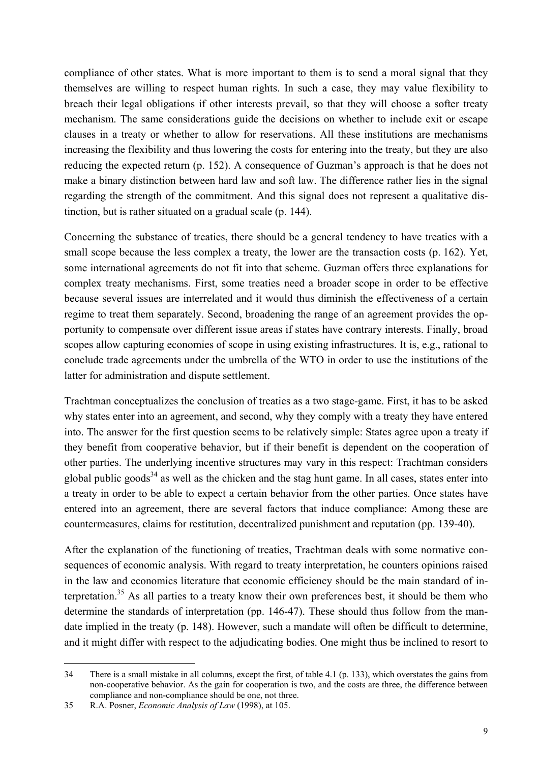compliance of other states. What is more important to them is to send a moral signal that they themselves are willing to respect human rights. In such a case, they may value flexibility to breach their legal obligations if other interests prevail, so that they will choose a softer treaty mechanism. The same considerations guide the decisions on whether to include exit or escape clauses in a treaty or whether to allow for reservations. All these institutions are mechanisms increasing the flexibility and thus lowering the costs for entering into the treaty, but they are also reducing the expected return (p. 152). A consequence of Guzman's approach is that he does not make a binary distinction between hard law and soft law. The difference rather lies in the signal regarding the strength of the commitment. And this signal does not represent a qualitative distinction, but is rather situated on a gradual scale (p. 144).

Concerning the substance of treaties, there should be a general tendency to have treaties with a small scope because the less complex a treaty, the lower are the transaction costs (p. 162). Yet, some international agreements do not fit into that scheme. Guzman offers three explanations for complex treaty mechanisms. First, some treaties need a broader scope in order to be effective because several issues are interrelated and it would thus diminish the effectiveness of a certain regime to treat them separately. Second, broadening the range of an agreement provides the opportunity to compensate over different issue areas if states have contrary interests. Finally, broad scopes allow capturing economies of scope in using existing infrastructures. It is, e.g., rational to conclude trade agreements under the umbrella of the WTO in order to use the institutions of the latter for administration and dispute settlement.

Trachtman conceptualizes the conclusion of treaties as a two stage-game. First, it has to be asked why states enter into an agreement, and second, why they comply with a treaty they have entered into. The answer for the first question seems to be relatively simple: States agree upon a treaty if they benefit from cooperative behavior, but if their benefit is dependent on the cooperation of other parties. The underlying incentive structures may vary in this respect: Trachtman considers global public goods[34] as well as the chicken and the stag hunt game. In all cases, states enter into a treaty in order to be able to expect a certain behavior from the other parties. Once states have entered into an agreement, there are several factors that induce compliance: Among these are countermeasures, claims for restitution, decentralized punishment and reputation (pp. 139-40).

After the explanation of the functioning of treaties, Trachtman deals with some normative consequences of economic analysis. With regard to treaty interpretation, he counters opinions raised in the law and economics literature that economic efficiency should be the main standard of interpretation.[35] As all parties to a treaty know their own preferences best, it should be them who determine the standards of interpretation (pp. 146-47). These should thus follow from the mandate implied in the treaty (p. 148). However, such a mandate will often be difficult to determine, and it might differ with respect to the adjudicating bodies. One might thus be inclined to resort to

---

34 There is a small mistake in all columns, except the first, of table 4.1 (p. 133), which overstates the gains from non-cooperative behavior. As the gain for cooperation is two, and the costs are three, the difference between compliance and non-compliance should be one, not three.

35 R.A. Posner, *Economic Analysis of Law* (1998), at 105.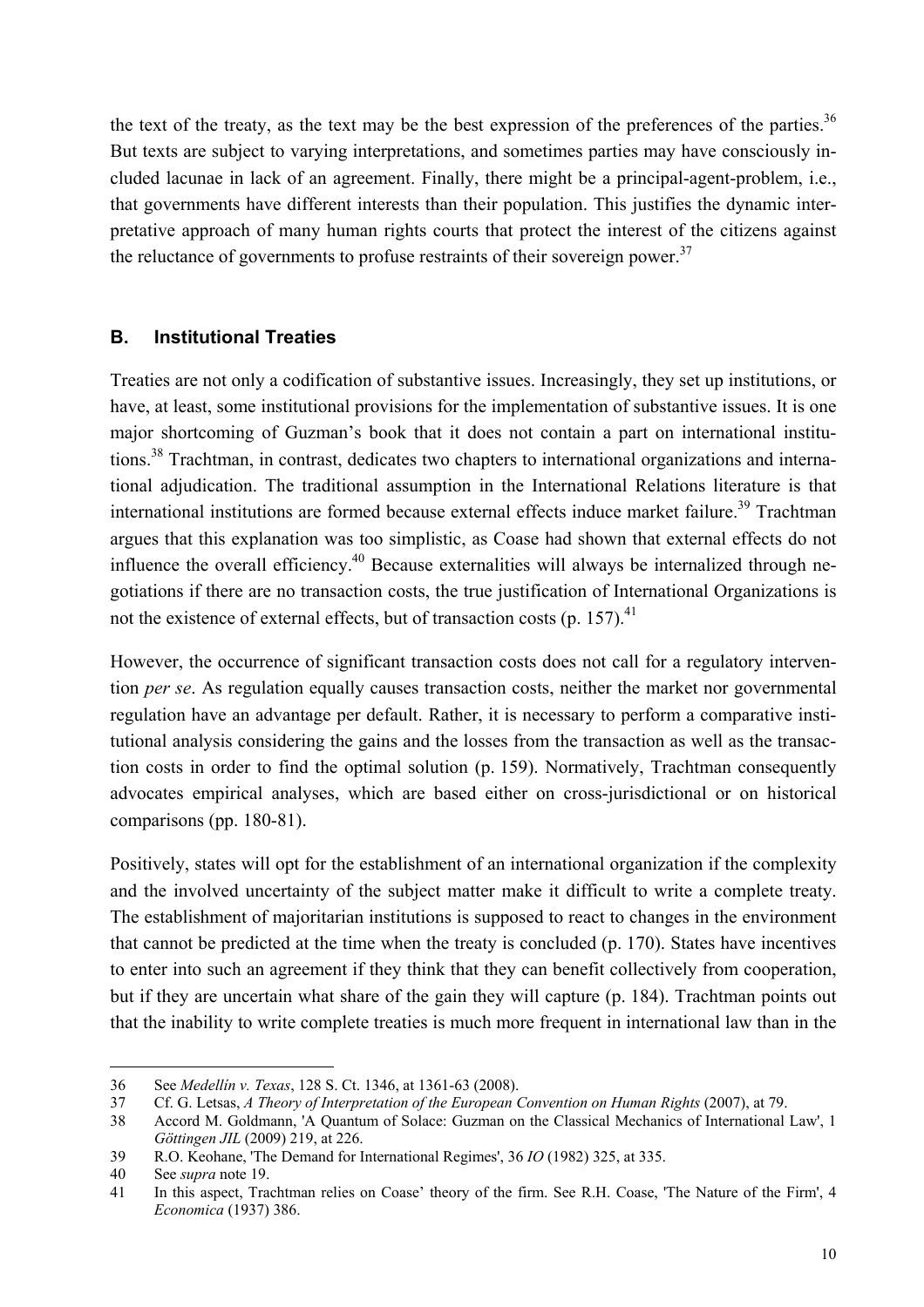the text of the treaty, as the text may be the best expression of the preferences of the parties.[36] But texts are subject to varying interpretations, and sometimes parties may have consciously included lacunae in lack of an agreement. Finally, there might be a principal-agent-problem, i.e., that governments have different interests than their population. This justifies the dynamic interpretative approach of many human rights courts that protect the interest of the citizens against the reluctance of governments to profuse restraints of their sovereign power.[37]

## B. Institutional Treaties

Treaties are not only a codification of substantive issues. Increasingly, they set up institutions, or have, at least, some institutional provisions for the implementation of substantive issues. It is one major shortcoming of Guzman's book that it does not contain a part on international institutions.[38] Trachtman, in contrast, dedicates two chapters to international organizations and international adjudication. The traditional assumption in the International Relations literature is that international institutions are formed because external effects induce market failure.[39] Trachtman argues that this explanation was too simplistic, as Coase had shown that external effects do not influence the overall efficiency.[40] Because externalities will always be internalized through negotiations if there are no transaction costs, the true justification of International Organizations is not the existence of external effects, but of transaction costs (p. 157).[41]

However, the occurrence of significant transaction costs does not call for a regulatory intervention *per se*. As regulation equally causes transaction costs, neither the market nor governmental regulation have an advantage per default. Rather, it is necessary to perform a comparative institutional analysis considering the gains and the losses from the transaction as well as the transaction costs in order to find the optimal solution (p. 159). Normatively, Trachtman consequently advocates empirical analyses, which are based either on cross-jurisdictional or on historical comparisons (pp. 180-81).

Positively, states will opt for the establishment of an international organization if the complexity and the involved uncertainty of the subject matter make it difficult to write a complete treaty. The establishment of majoritarian institutions is supposed to react to changes in the environment that cannot be predicted at the time when the treaty is concluded (p. 170). States have incentives to enter into such an agreement if they think that they can benefit collectively from cooperation, but if they are uncertain what share of the gain they will capture (p. 184). Trachtman points out that the inability to write complete treaties is much more frequent in international law than in the

---

36 See *Medellín v. Texas*, 128 S. Ct. 1346, at 1361-63 (2008).

37 Cf. G. Letsas, *A Theory of Interpretation of the European Convention on Human Rights* (2007), at 79.

38 Accord M. Goldmann, 'A Quantum of Solace: Guzman on the Classical Mechanics of International Law', 1 *Göttingen JIL* (2009) 219, at 226.

39 R.O. Keohane, 'The Demand for International Regimes', 36 *IO* (1982) 325, at 335.

40 See *supra* note 19.

41 In this aspect, Trachtman relies on Coase' theory of the firm. See R.H. Coase, 'The Nature of the Firm', 4 *Economica* (1937) 386.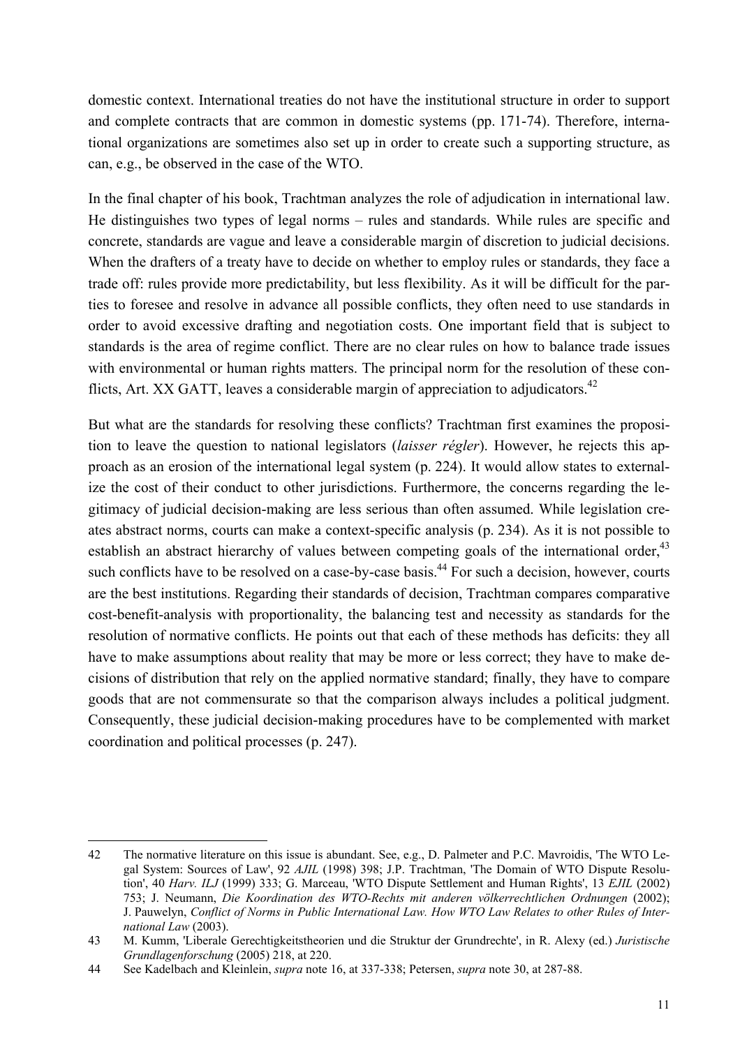domestic context. International treaties do not have the institutional structure in order to support and complete contracts that are common in domestic systems (pp. 171-74). Therefore, international organizations are sometimes also set up in order to create such a supporting structure, as can, e.g., be observed in the case of the WTO.

In the final chapter of his book, Trachtman analyzes the role of adjudication in international law. He distinguishes two types of legal norms – rules and standards. While rules are specific and concrete, standards are vague and leave a considerable margin of discretion to judicial decisions. When the drafters of a treaty have to decide on whether to employ rules or standards, they face a trade off: rules provide more predictability, but less flexibility. As it will be difficult for the parties to foresee and resolve in advance all possible conflicts, they often need to use standards in order to avoid excessive drafting and negotiation costs. One important field that is subject to standards is the area of regime conflict. There are no clear rules on how to balance trade issues with environmental or human rights matters. The principal norm for the resolution of these conflicts, Art. XX GATT, leaves a considerable margin of appreciation to adjudicators.[42]

But what are the standards for resolving these conflicts? Trachtman first examines the proposition to leave the question to national legislators (*laisser régler*). However, he rejects this approach as an erosion of the international legal system (p. 224). It would allow states to externalize the cost of their conduct to other jurisdictions. Furthermore, the concerns regarding the legitimacy of judicial decision-making are less serious than often assumed. While legislation creates abstract norms, courts can make a context-specific analysis (p. 234). As it is not possible to establish an abstract hierarchy of values between competing goals of the international order,[43] such conflicts have to be resolved on a case-by-case basis.[44] For such a decision, however, courts are the best institutions. Regarding their standards of decision, Trachtman compares comparative cost-benefit-analysis with proportionality, the balancing test and necessity as standards for the resolution of normative conflicts. He points out that each of these methods has deficits: they all have to make assumptions about reality that may be more or less correct; they have to make decisions of distribution that rely on the applied normative standard; finally, they have to compare goods that are not commensurate so that the comparison always includes a political judgment. Consequently, these judicial decision-making procedures have to be complemented with market coordination and political processes (p. 247).

---

42 The normative literature on this issue is abundant. See, e.g., D. Palmeter and P.C. Mavroidis, 'The WTO Legal System: Sources of Law', 92 *AJIL* (1998) 398; J.P. Trachtman, 'The Domain of WTO Dispute Resolution', 40 *Harv. ILJ* (1999) 333; G. Marceau, 'WTO Dispute Settlement and Human Rights', 13 *EJIL* (2002) 753; J. Neumann, *Die Koordination des WTO-Rechts mit anderen völkerrechtlichen Ordnungen* (2002); J. Pauwelyn, *Conflict of Norms in Public International Law. How WTO Law Relates to other Rules of International Law* (2003).

43 M. Kumm, 'Liberale Gerechtigkeitstheorien und die Struktur der Grundrechte', in R. Alexy (ed.) *Juristische Grundlagenforschung* (2005) 218, at 220.

44 See Kadelbach and Kleinlein, *supra* note 16, at 337-338; Petersen, *supra* note 30, at 287-88.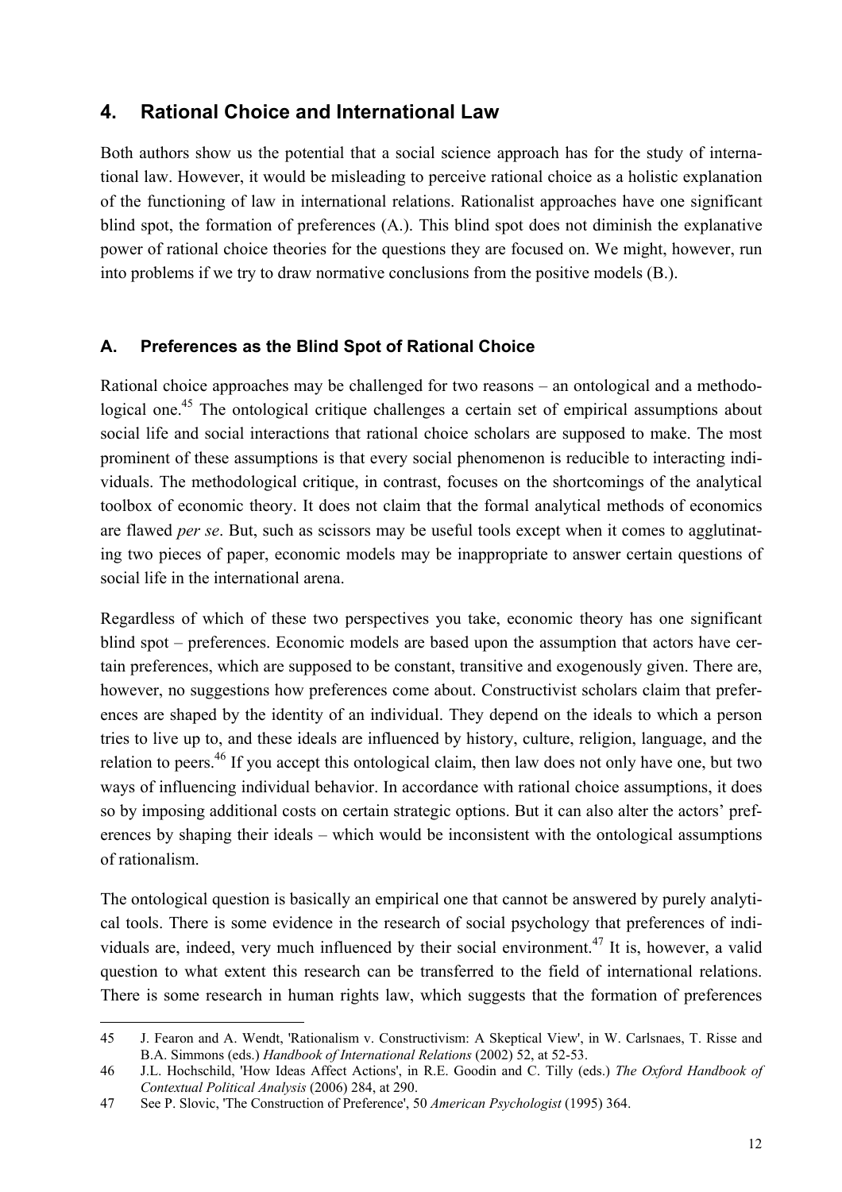## 4. Rational Choice and International Law

Both authors show us the potential that a social science approach has for the study of international law. However, it would be misleading to perceive rational choice as a holistic explanation of the functioning of law in international relations. Rationalist approaches have one significant blind spot, the formation of preferences (A.). This blind spot does not diminish the explanative power of rational choice theories for the questions they are focused on. We might, however, run into problems if we try to draw normative conclusions from the positive models (B.).

### A. Preferences as the Blind Spot of Rational Choice

Rational choice approaches may be challenged for two reasons – an ontological and a methodological one.[45] The ontological critique challenges a certain set of empirical assumptions about social life and social interactions that rational choice scholars are supposed to make. The most prominent of these assumptions is that every social phenomenon is reducible to interacting individuals. The methodological critique, in contrast, focuses on the shortcomings of the analytical toolbox of economic theory. It does not claim that the formal analytical methods of economics are flawed *per se*. But, such as scissors may be useful tools except when it comes to agglutinating two pieces of paper, economic models may be inappropriate to answer certain questions of social life in the international arena.

Regardless of which of these two perspectives you take, economic theory has one significant blind spot – preferences. Economic models are based upon the assumption that actors have certain preferences, which are supposed to be constant, transitive and exogenously given. There are, however, no suggestions how preferences come about. Constructivist scholars claim that preferences are shaped by the identity of an individual. They depend on the ideals to which a person tries to live up to, and these ideals are influenced by history, culture, religion, language, and the relation to peers.[46] If you accept this ontological claim, then law does not only have one, but two ways of influencing individual behavior. In accordance with rational choice assumptions, it does so by imposing additional costs on certain strategic options. But it can also alter the actors' preferences by shaping their ideals – which would be inconsistent with the ontological assumptions of rationalism.

The ontological question is basically an empirical one that cannot be answered by purely analytical tools. There is some evidence in the research of social psychology that preferences of individuals are, indeed, very much influenced by their social environment.[47] It is, however, a valid question to what extent this research can be transferred to the field of international relations. There is some research in human rights law, which suggests that the formation of preferences

---

45 J. Fearon and A. Wendt, 'Rationalism v. Constructivism: A Skeptical View', in W. Carlsnaes, T. Risse and B.A. Simmons (eds.) *Handbook of International Relations* (2002) 52, at 52-53.

46 J.L. Hochschild, 'How Ideas Affect Actions', in R.E. Goodin and C. Tilly (eds.) *The Oxford Handbook of Contextual Political Analysis* (2006) 284, at 290.

47 See P. Slovic, 'The Construction of Preference', 50 *American Psychologist* (1995) 364.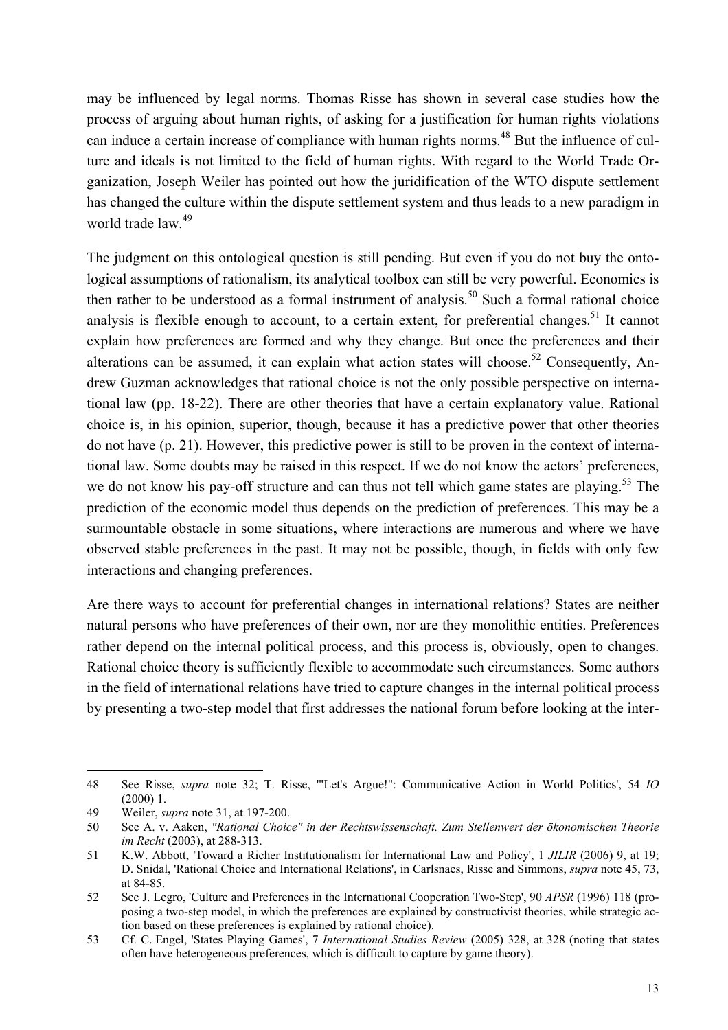may be influenced by legal norms. Thomas Risse has shown in several case studies how the process of arguing about human rights, of asking for a justification for human rights violations can induce a certain increase of compliance with human rights norms.[48] But the influence of culture and ideals is not limited to the field of human rights. With regard to the World Trade Organization, Joseph Weiler has pointed out how the juridification of the WTO dispute settlement has changed the culture within the dispute settlement system and thus leads to a new paradigm in world trade law.[49]

The judgment on this ontological question is still pending. But even if you do not buy the ontological assumptions of rationalism, its analytical toolbox can still be very powerful. Economics is then rather to be understood as a formal instrument of analysis.[50] Such a formal rational choice analysis is flexible enough to account, to a certain extent, for preferential changes.[51] It cannot explain how preferences are formed and why they change. But once the preferences and their alterations can be assumed, it can explain what action states will choose.[52] Consequently, Andrew Guzman acknowledges that rational choice is not the only possible perspective on international law (pp. 18-22). There are other theories that have a certain explanatory value. Rational choice is, in his opinion, superior, though, because it has a predictive power that other theories do not have (p. 21). However, this predictive power is still to be proven in the context of international law. Some doubts may be raised in this respect. If we do not know the actors' preferences, we do not know his pay-off structure and can thus not tell which game states are playing.[53] The prediction of the economic model thus depends on the prediction of preferences. This may be a surmountable obstacle in some situations, where interactions are numerous and where we have observed stable preferences in the past. It may not be possible, though, in fields with only few interactions and changing preferences.

Are there ways to account for preferential changes in international relations? States are neither natural persons who have preferences of their own, nor are they monolithic entities. Preferences rather depend on the internal political process, and this process is, obviously, open to changes. Rational choice theory is sufficiently flexible to accommodate such circumstances. Some authors in the field of international relations have tried to capture changes in the internal political process by presenting a two-step model that first addresses the national forum before looking at the inter-

---

48 See Risse, *supra* note 32; T. Risse, '"Let's Argue!": Communicative Action in World Politics', 54 *IO* (2000) 1.

49 Weiler, *supra* note 31, at 197-200.

50 See A. v. Aaken, *"Rational Choice" in der Rechtswissenschaft. Zum Stellenwert der ökonomischen Theorie im Recht* (2003), at 288-313.

51 K.W. Abbott, 'Toward a Richer Institutionalism for International Law and Policy', 1 *JILIR* (2006) 9, at 19; D. Snidal, 'Rational Choice and International Relations', in Carlsnaes, Risse and Simmons, *supra* note 45, 73, at 84-85.

52 See J. Legro, 'Culture and Preferences in the International Cooperation Two-Step', 90 *APSR* (1996) 118 (proposing a two-step model, in which the preferences are explained by constructivist theories, while strategic action based on these preferences is explained by rational choice).

53 Cf. C. Engel, 'States Playing Games', 7 *International Studies Review* (2005) 328, at 328 (noting that states often have heterogeneous preferences, which is difficult to capture by game theory).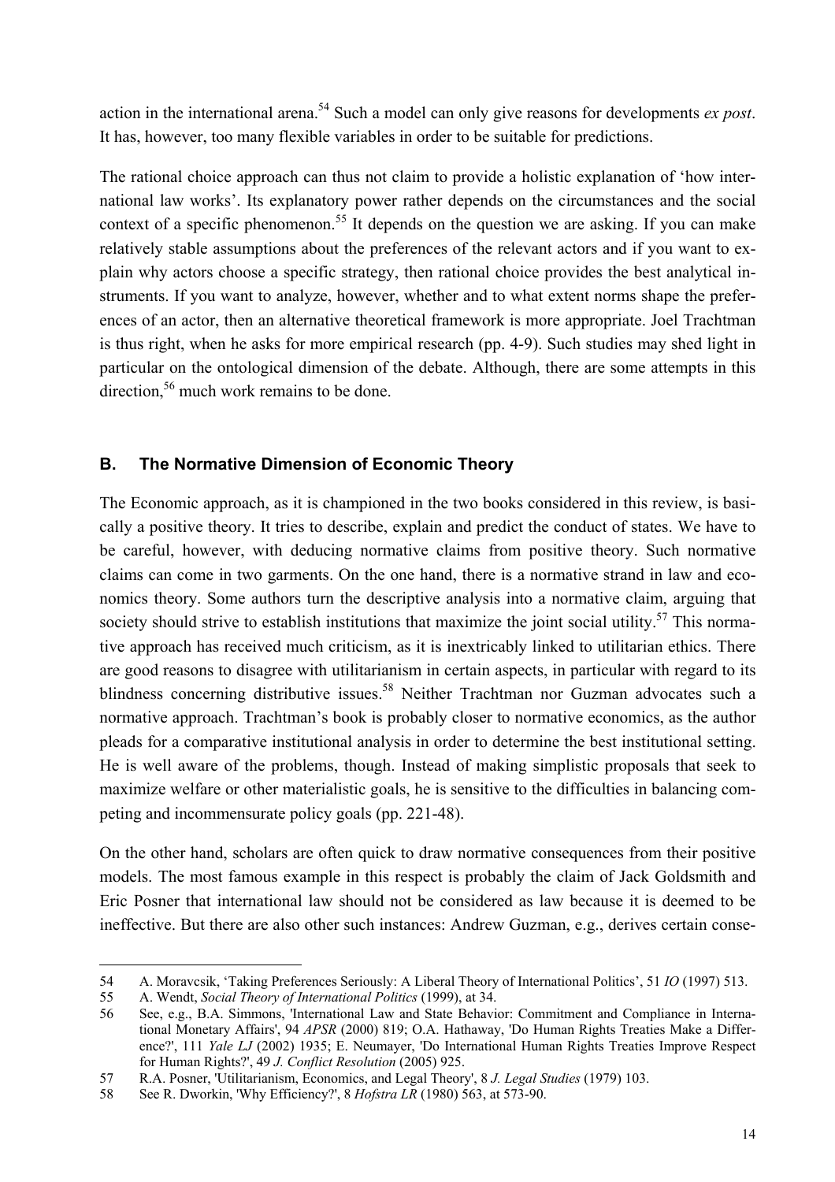action in the international arena.[54] Such a model can only give reasons for developments *ex post*. It has, however, too many flexible variables in order to be suitable for predictions.

The rational choice approach can thus not claim to provide a holistic explanation of 'how international law works'. Its explanatory power rather depends on the circumstances and the social context of a specific phenomenon.[55] It depends on the question we are asking. If you can make relatively stable assumptions about the preferences of the relevant actors and if you want to explain why actors choose a specific strategy, then rational choice provides the best analytical instruments. If you want to analyze, however, whether and to what extent norms shape the preferences of an actor, then an alternative theoretical framework is more appropriate. Joel Trachtman is thus right, when he asks for more empirical research (pp. 4-9). Such studies may shed light in particular on the ontological dimension of the debate. Although, there are some attempts in this direction,[56] much work remains to be done.

## B. The Normative Dimension of Economic Theory

The Economic approach, as it is championed in the two books considered in this review, is basically a positive theory. It tries to describe, explain and predict the conduct of states. We have to be careful, however, with deducing normative claims from positive theory. Such normative claims can come in two garments. On the one hand, there is a normative strand in law and economics theory. Some authors turn the descriptive analysis into a normative claim, arguing that society should strive to establish institutions that maximize the joint social utility.[57] This normative approach has received much criticism, as it is inextricably linked to utilitarian ethics. There are good reasons to disagree with utilitarianism in certain aspects, in particular with regard to its blindness concerning distributive issues.[58] Neither Trachtman nor Guzman advocates such a normative approach. Trachtman's book is probably closer to normative economics, as the author pleads for a comparative institutional analysis in order to determine the best institutional setting. He is well aware of the problems, though. Instead of making simplistic proposals that seek to maximize welfare or other materialistic goals, he is sensitive to the difficulties in balancing competing and incommensurate policy goals (pp. 221-48).

On the other hand, scholars are often quick to draw normative consequences from their positive models. The most famous example in this respect is probably the claim of Jack Goldsmith and Eric Posner that international law should not be considered as law because it is deemed to be ineffective. But there are also other such instances: Andrew Guzman, e.g., derives certain conse-

---

54 A. Moravcsik, 'Taking Preferences Seriously: A Liberal Theory of International Politics', 51 *IO* (1997) 513.

55 A. Wendt, *Social Theory of International Politics* (1999), at 34.

56 See, e.g., B.A. Simmons, 'International Law and State Behavior: Commitment and Compliance in International Monetary Affairs', 94 *APSR* (2000) 819; O.A. Hathaway, 'Do Human Rights Treaties Make a Difference?', 111 *Yale LJ* (2002) 1935; E. Neumayer, 'Do International Human Rights Treaties Improve Respect for Human Rights?', 49 *J. Conflict Resolution* (2005) 925.

57 R.A. Posner, 'Utilitarianism, Economics, and Legal Theory', 8 *J. Legal Studies* (1979) 103.

58 See R. Dworkin, 'Why Efficiency?', 8 *Hofstra LR* (1980) 563, at 573-90.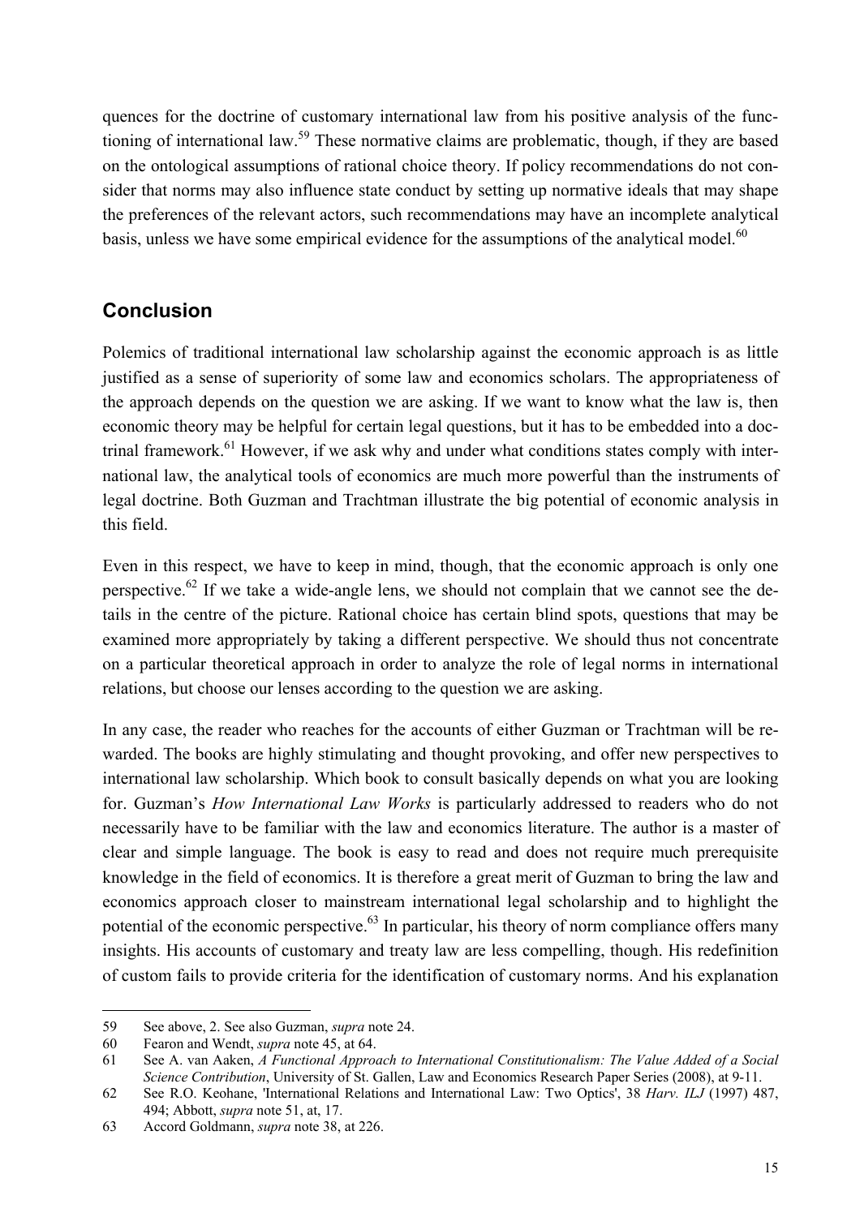quences for the doctrine of customary international law from his positive analysis of the functioning of international law.[59] These normative claims are problematic, though, if they are based on the ontological assumptions of rational choice theory. If policy recommendations do not consider that norms may also influence state conduct by setting up normative ideals that may shape the preferences of the relevant actors, such recommendations may have an incomplete analytical basis, unless we have some empirical evidence for the assumptions of the analytical model.[60]

## Conclusion

Polemics of traditional international law scholarship against the economic approach is as little justified as a sense of superiority of some law and economics scholars. The appropriateness of the approach depends on the question we are asking. If we want to know what the law is, then economic theory may be helpful for certain legal questions, but it has to be embedded into a doctrinal framework.[61] However, if we ask why and under what conditions states comply with international law, the analytical tools of economics are much more powerful than the instruments of legal doctrine. Both Guzman and Trachtman illustrate the big potential of economic analysis in this field.

Even in this respect, we have to keep in mind, though, that the economic approach is only one perspective.[62] If we take a wide-angle lens, we should not complain that we cannot see the details in the centre of the picture. Rational choice has certain blind spots, questions that may be examined more appropriately by taking a different perspective. We should thus not concentrate on a particular theoretical approach in order to analyze the role of legal norms in international relations, but choose our lenses according to the question we are asking.

In any case, the reader who reaches for the accounts of either Guzman or Trachtman will be rewarded. The books are highly stimulating and thought provoking, and offer new perspectives to international law scholarship. Which book to consult basically depends on what you are looking for. Guzman's *How International Law Works* is particularly addressed to readers who do not necessarily have to be familiar with the law and economics literature. The author is a master of clear and simple language. The book is easy to read and does not require much prerequisite knowledge in the field of economics. It is therefore a great merit of Guzman to bring the law and economics approach closer to mainstream international legal scholarship and to highlight the potential of the economic perspective.[63] In particular, his theory of norm compliance offers many insights. His accounts of customary and treaty law are less compelling, though. His redefinition of custom fails to provide criteria for the identification of customary norms. And his explanation

---

59 See above, 2. See also Guzman, *supra* note 24.

60 Fearon and Wendt, *supra* note 45, at 64.

61 See A. van Aaken, *A Functional Approach to International Constitutionalism: The Value Added of a Social Science Contribution*, University of St. Gallen, Law and Economics Research Paper Series (2008), at 9-11.

62 See R.O. Keohane, 'International Relations and International Law: Two Optics', 38 *Harv. ILJ* (1997) 487, 494; Abbott, *supra* note 51, at, 17.

63 Accord Goldmann, *supra* note 38, at 226.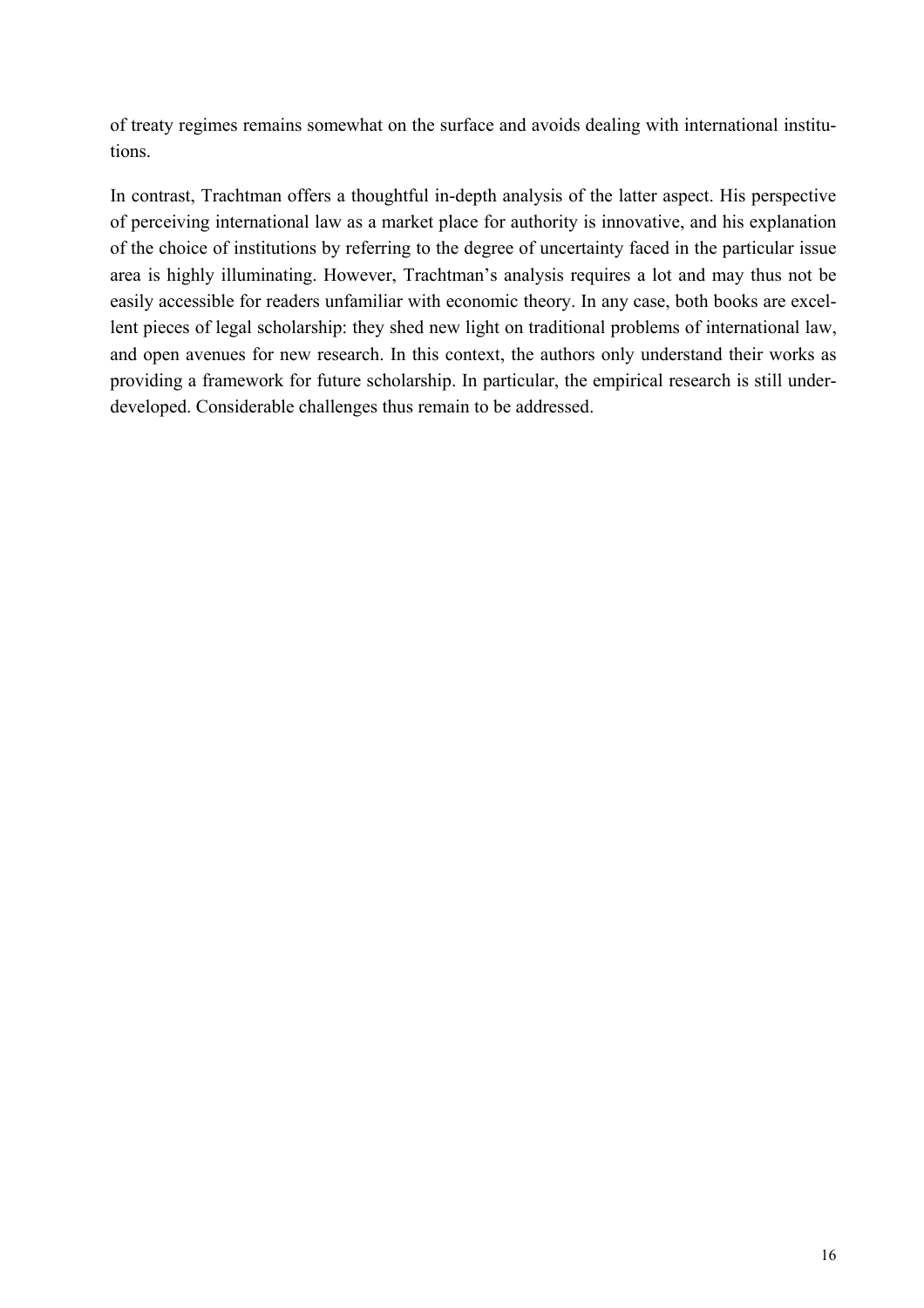of treaty regimes remains somewhat on the surface and avoids dealing with international institutions.

In contrast, Trachtman offers a thoughtful in-depth analysis of the latter aspect. His perspective of perceiving international law as a market place for authority is innovative, and his explanation of the choice of institutions by referring to the degree of uncertainty faced in the particular issue area is highly illuminating. However, Trachtman's analysis requires a lot and may thus not be easily accessible for readers unfamiliar with economic theory. In any case, both books are excellent pieces of legal scholarship: they shed new light on traditional problems of international law, and open avenues for new research. In this context, the authors only understand their works as providing a framework for future scholarship. In particular, the empirical research is still underdeveloped. Considerable challenges thus remain to be addressed.